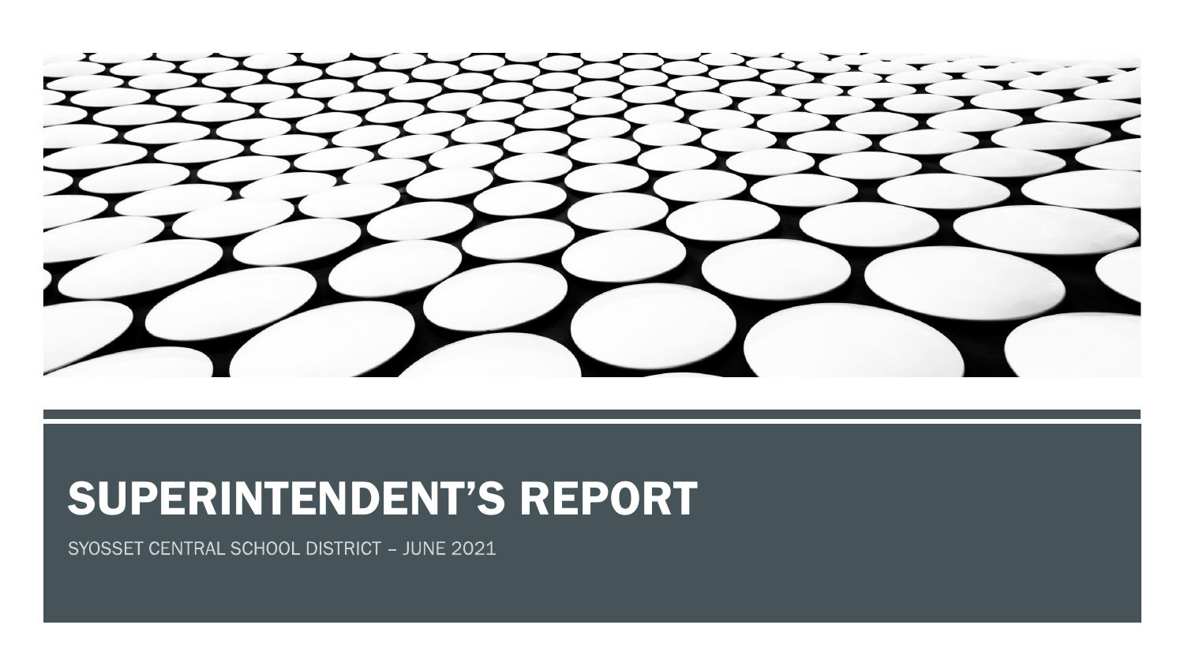# SUPERINTENDENT'S REPORT

SYOSSET CENTRAL SCHOOL DISTRICT – JUNE 2021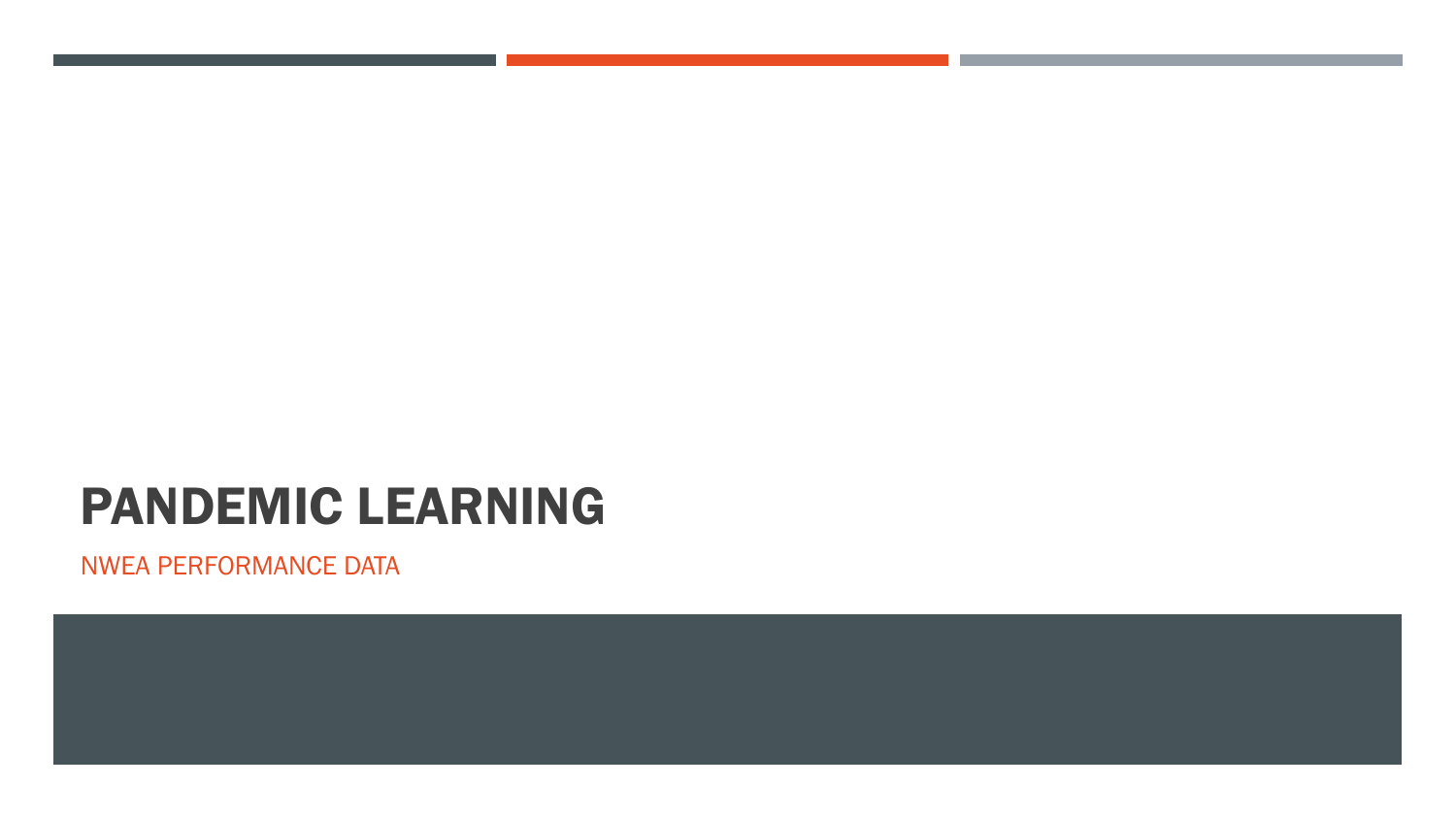# PANDEMIC LEARNING

NWEA PERFORMANCE DATA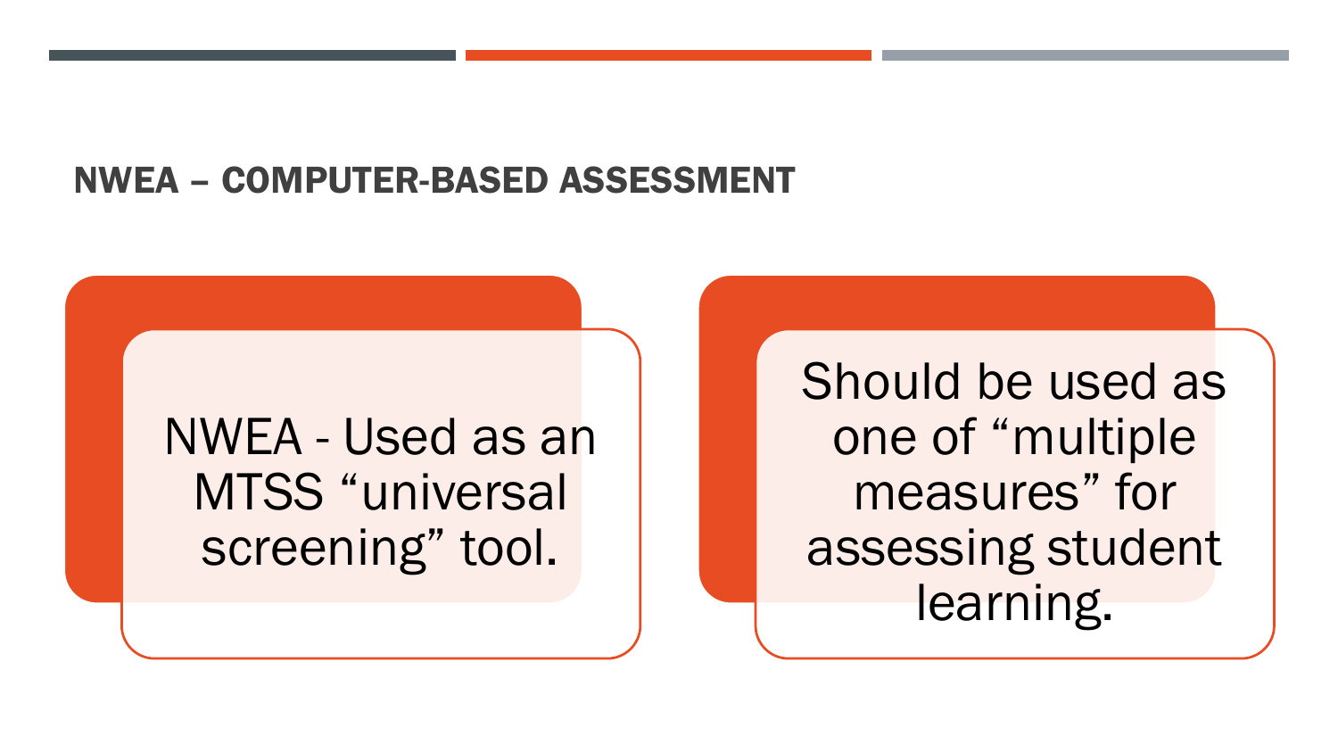## NWEA – COMPUTER-BASED ASSESSMENT

NWEA - Used as an MTSS “universal screening” tool.

Should be used as one of “multiple measures” for assessing student learning.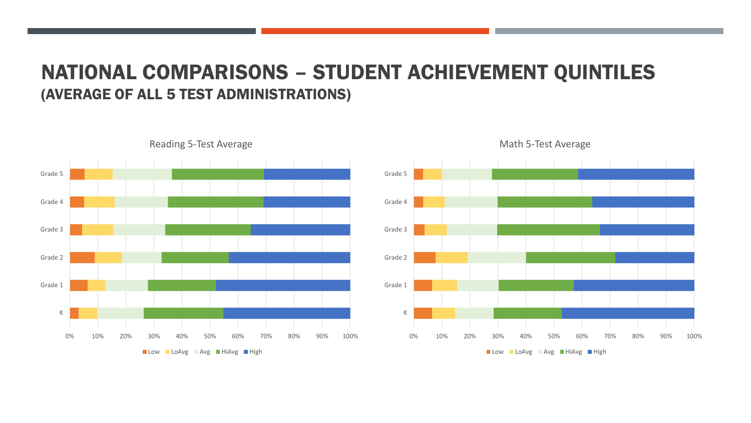# NATIONAL COMPARISONS – STUDENT ACHIEVEMENT QUINTILES

## (AVERAGE OF ALL 5 TEST ADMINISTRATIONS)

Reading 5-Test Average

Grade 5
Grade 4
Grade 3
Grade 2
Grade 1
K

0% 10% 20% 30% 40% 50% 60% 70% 80% 90% 100%

Low LoAvg Avg HiAvg High

Math 5-Test Average

Grade 5
Grade 4
Grade 3
Grade 2
Grade 1
K

0% 10% 20% 30% 40% 50% 60% 70% 80% 90% 100%

Low LoAvg Avg HiAvg High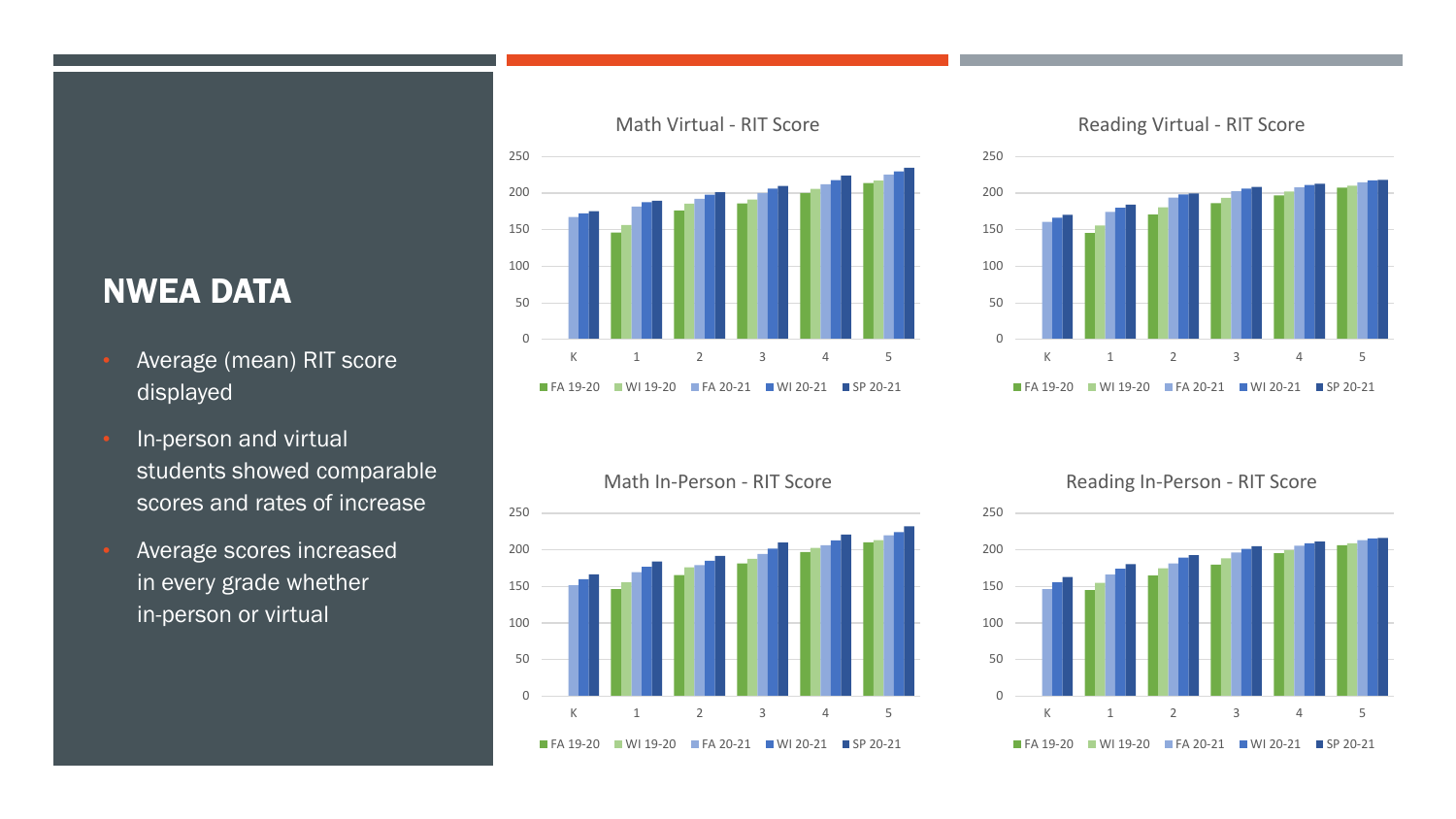# NWEA DATA

- Average (mean) RIT score displayed
- In-person and virtual students showed comparable scores and rates of increase
- Average scores increased in every grade whether in-person or virtual

Math Virtual - RIT Score

Reading Virtual - RIT Score

Math In-Person - RIT Score

Reading In-Person - RIT Score

FA 19-20 | WI 19-20 | FA 20-21 | WI 20-21 | SP 20-21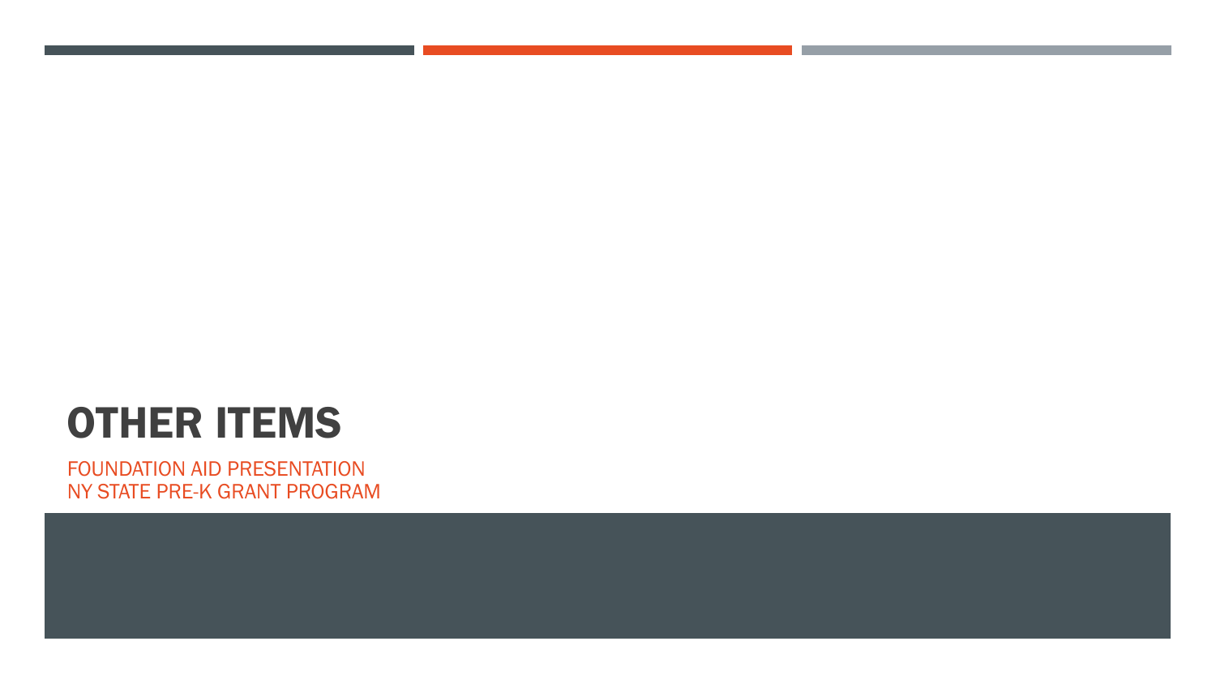# OTHER ITEMS

FOUNDATION AID PRESENTATION
NY STATE PRE-K GRANT PROGRAM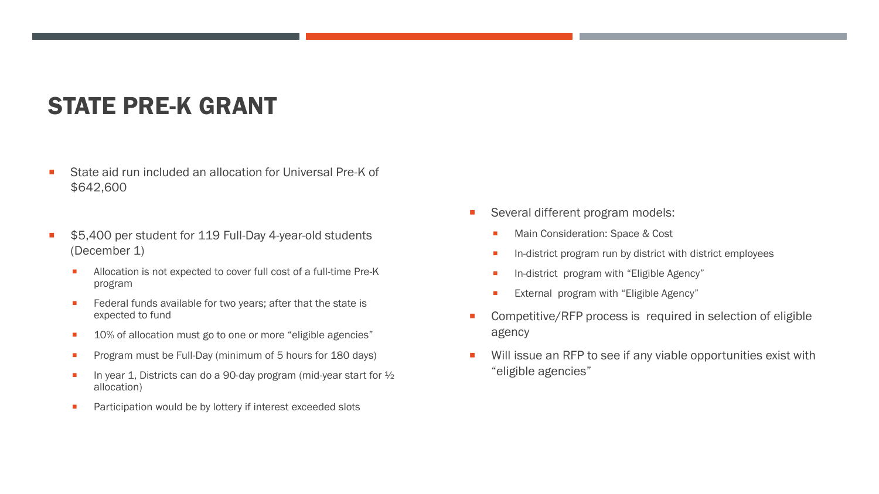# STATE PRE-K GRANT

- State aid run included an allocation for Universal Pre-K of $642,600
- $5,400 per student for 119 Full-Day 4-year-old students (December 1)
  - Allocation is not expected to cover full cost of a full-time Pre-K program
  - Federal funds available for two years; after that the state is expected to fund
  - 10% of allocation must go to one or more "eligible agencies"
  - Program must be Full-Day (minimum of 5 hours for 180 days)
  - In year 1, Districts can do a 90-day program (mid-year start for ½ allocation)
  - Participation would be by lottery if interest exceeded slots

- Several different program models:
  - Main Consideration: Space & Cost
  - In-district program run by district with district employees
  - In-district program with "Eligible Agency"
  - External program with "Eligible Agency"
- Competitive/RFP process is required in selection of eligible agency
- Will issue an RFP to see if any viable opportunities exist with "eligible agencies"